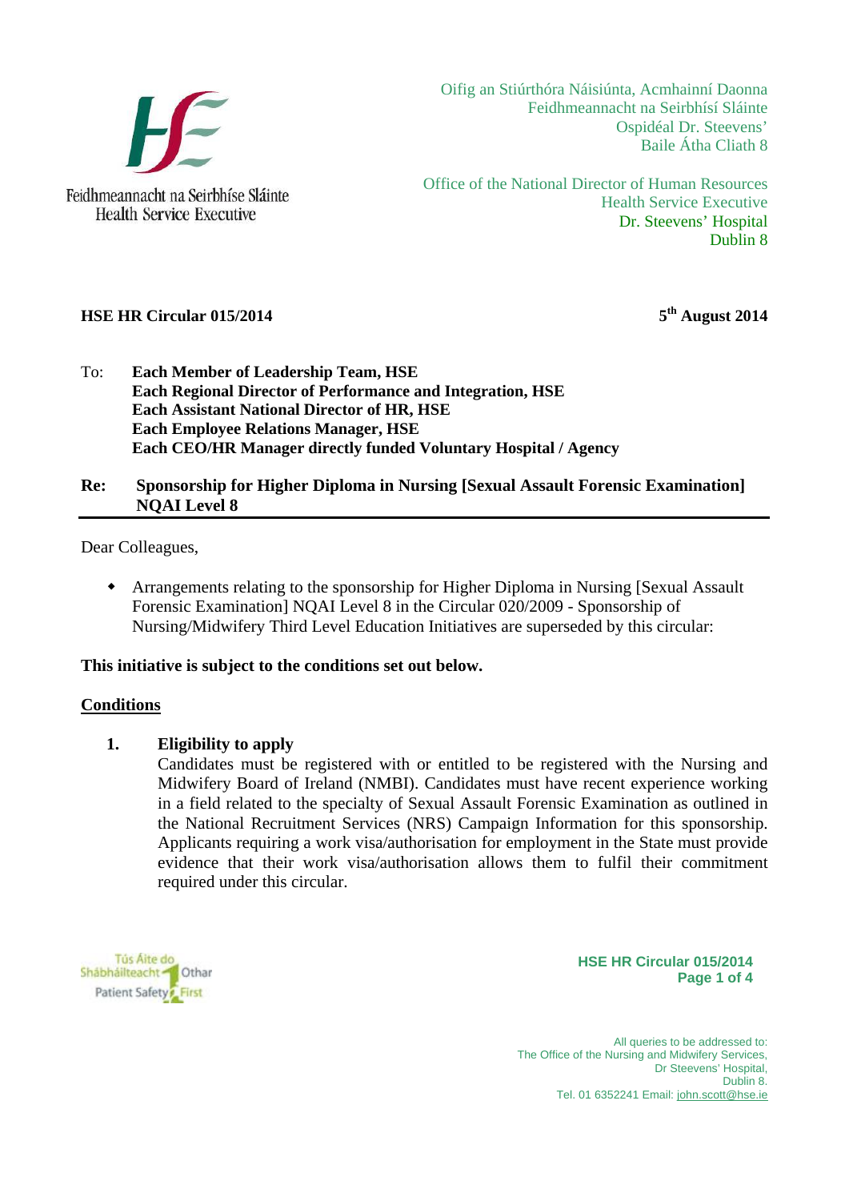Feidhmeannacht na Seirbhíse Sláinte
Health Service Executive

Oifig an Stiúrthóra Náisiúnta, Acmhainní Daonna
Feidhmeannacht na Seirbhísí Sláinte
Ospidéal Dr. Steevens'
Baile Átha Cliath 8

Office of the National Director of Human Resources
Health Service Executive
Dr. Steevens' Hospital
Dublin 8

**HSE HR Circular 015/2014** **5th August 2014**

To: **Each Member of Leadership Team, HSE**
**Each Regional Director of Performance and Integration, HSE**
**Each Assistant National Director of HR, HSE**
**Each Employee Relations Manager, HSE**
**Each CEO/HR Manager directly funded Voluntary Hospital / Agency**

**Re: Sponsorship for Higher Diploma in Nursing [Sexual Assault Forensic Examination] NQAI Level 8**

---

Dear Colleagues,

- Arrangements relating to the sponsorship for Higher Diploma in Nursing [Sexual Assault Forensic Examination] NQAI Level 8 in the Circular 020/2009 - Sponsorship of Nursing/Midwifery Third Level Education Initiatives are superseded by this circular:

**This initiative is subject to the conditions set out below.**

**Conditions**

1. **Eligibility to apply**
   Candidates must be registered with or entitled to be registered with the Nursing and Midwifery Board of Ireland (NMBI). Candidates must have recent experience working in a field related to the specialty of Sexual Assault Forensic Examination as outlined in the National Recruitment Services (NRS) Campaign Information for this sponsorship. Applicants requiring a work visa/authorisation for employment in the State must provide evidence that their work visa/authorisation allows them to fulfil their commitment required under this circular.

Tús Áite do Shábháilteacht Othar
Patient Safety First

All queries to be addressed to:
The Office of the Nursing and Midwifery Services,
Dr Steevens' Hospital,
Dublin 8.
Tel. 01 6352241 Email: john.scott@hse.ie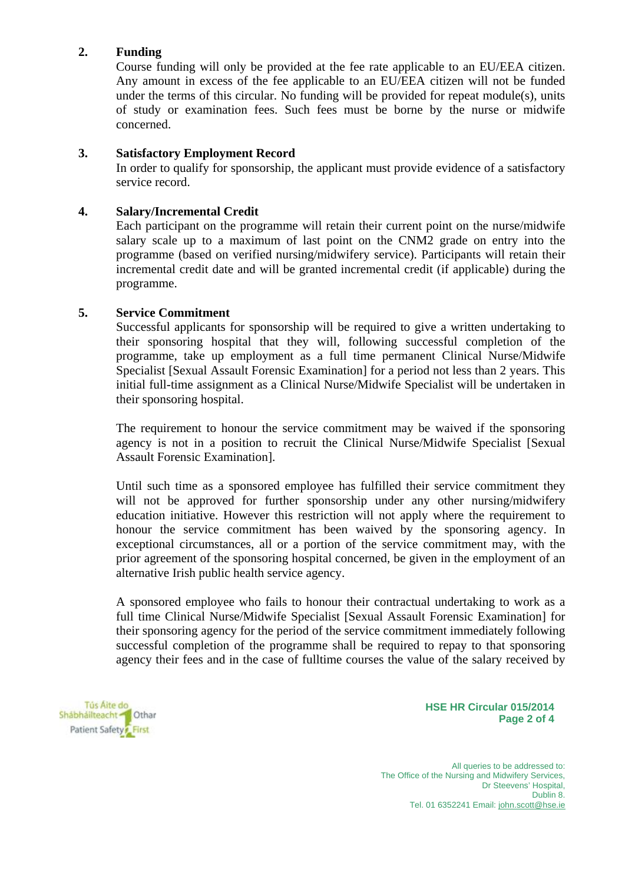**2. Funding**

Course funding will only be provided at the fee rate applicable to an EU/EEA citizen. Any amount in excess of the fee applicable to an EU/EEA citizen will not be funded under the terms of this circular. No funding will be provided for repeat module(s), units of study or examination fees. Such fees must be borne by the nurse or midwife concerned.

**3. Satisfactory Employment Record**

In order to qualify for sponsorship, the applicant must provide evidence of a satisfactory service record.

**4. Salary/Incremental Credit**

Each participant on the programme will retain their current point on the nurse/midwife salary scale up to a maximum of last point on the CNM2 grade on entry into the programme (based on verified nursing/midwifery service). Participants will retain their incremental credit date and will be granted incremental credit (if applicable) during the programme.

**5. Service Commitment**

Successful applicants for sponsorship will be required to give a written undertaking to their sponsoring hospital that they will, following successful completion of the programme, take up employment as a full time permanent Clinical Nurse/Midwife Specialist [Sexual Assault Forensic Examination] for a period not less than 2 years. This initial full-time assignment as a Clinical Nurse/Midwife Specialist will be undertaken in their sponsoring hospital.

The requirement to honour the service commitment may be waived if the sponsoring agency is not in a position to recruit the Clinical Nurse/Midwife Specialist [Sexual Assault Forensic Examination].

Until such time as a sponsored employee has fulfilled their service commitment they will not be approved for further sponsorship under any other nursing/midwifery education initiative. However this restriction will not apply where the requirement to honour the service commitment has been waived by the sponsoring agency. In exceptional circumstances, all or a portion of the service commitment may, with the prior agreement of the sponsoring hospital concerned, be given in the employment of an alternative Irish public health service agency.

A sponsored employee who fails to honour their contractual undertaking to work as a full time Clinical Nurse/Midwife Specialist [Sexual Assault Forensic Examination] for their sponsoring agency for the period of the service commitment immediately following successful completion of the programme shall be required to repay to that sponsoring agency their fees and in the case of fulltime courses the value of the salary received by

All queries to be addressed to:
The Office of the Nursing and Midwifery Services,
Dr Steevens' Hospital,
Dublin 8.
Tel. 01 6352241 Email: john.scott@hse.ie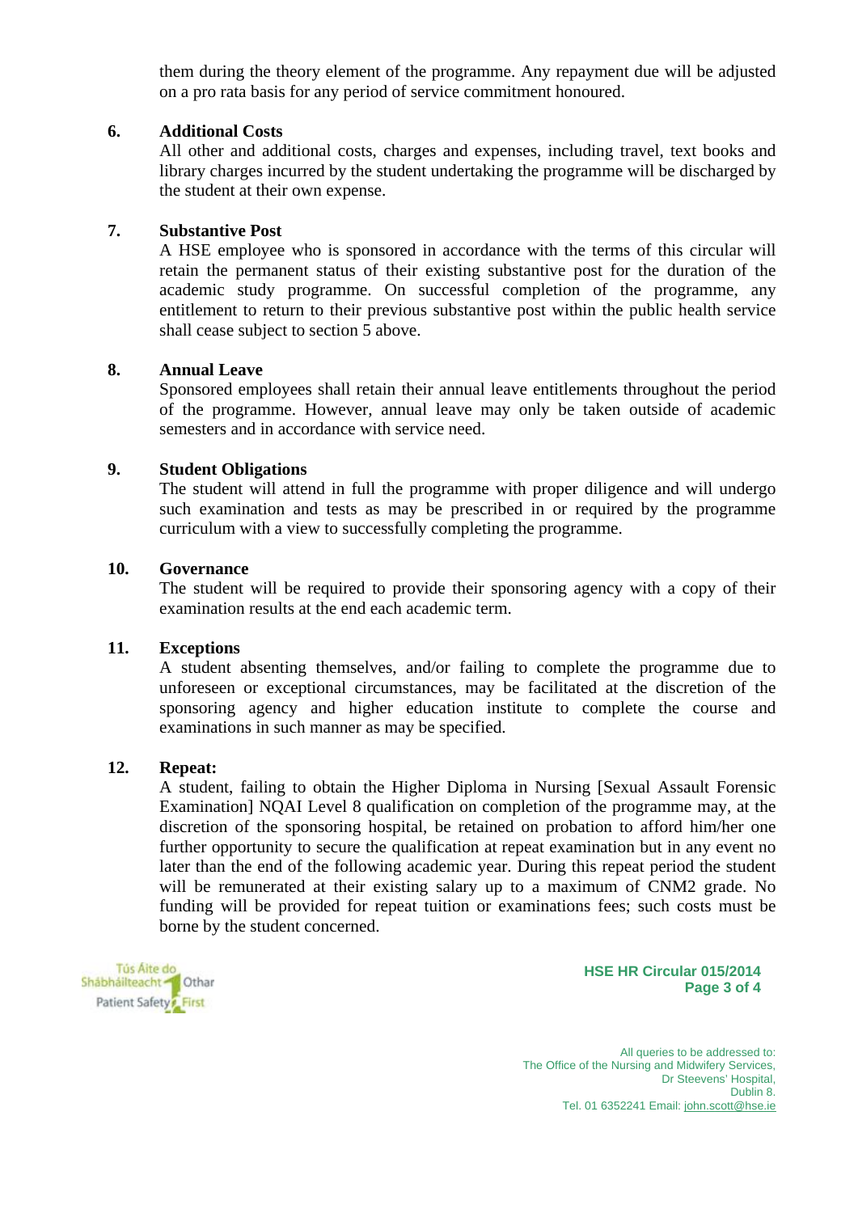them during the theory element of the programme. Any repayment due will be adjusted on a pro rata basis for any period of service commitment honoured.

**6. Additional Costs**

All other and additional costs, charges and expenses, including travel, text books and library charges incurred by the student undertaking the programme will be discharged by the student at their own expense.

**7. Substantive Post**

A HSE employee who is sponsored in accordance with the terms of this circular will retain the permanent status of their existing substantive post for the duration of the academic study programme. On successful completion of the programme, any entitlement to return to their previous substantive post within the public health service shall cease subject to section 5 above.

**8. Annual Leave**

Sponsored employees shall retain their annual leave entitlements throughout the period of the programme. However, annual leave may only be taken outside of academic semesters and in accordance with service need.

**9. Student Obligations**

The student will attend in full the programme with proper diligence and will undergo such examination and tests as may be prescribed in or required by the programme curriculum with a view to successfully completing the programme.

**10. Governance**

The student will be required to provide their sponsoring agency with a copy of their examination results at the end each academic term.

**11. Exceptions**

A student absenting themselves, and/or failing to complete the programme due to unforeseen or exceptional circumstances, may be facilitated at the discretion of the sponsoring agency and higher education institute to complete the course and examinations in such manner as may be specified.

**12. Repeat:**

A student, failing to obtain the Higher Diploma in Nursing [Sexual Assault Forensic Examination] NQAI Level 8 qualification on completion of the programme may, at the discretion of the sponsoring hospital, be retained on probation to afford him/her one further opportunity to secure the qualification at repeat examination but in any event no later than the end of the following academic year. During this repeat period the student will be remunerated at their existing salary up to a maximum of CNM2 grade. No funding will be provided for repeat tuition or examinations fees; such costs must be borne by the student concerned.

All queries to be addressed to:
The Office of the Nursing and Midwifery Services,
Dr Steevens' Hospital,
Dublin 8.
Tel. 01 6352241 Email: john.scott@hse.ie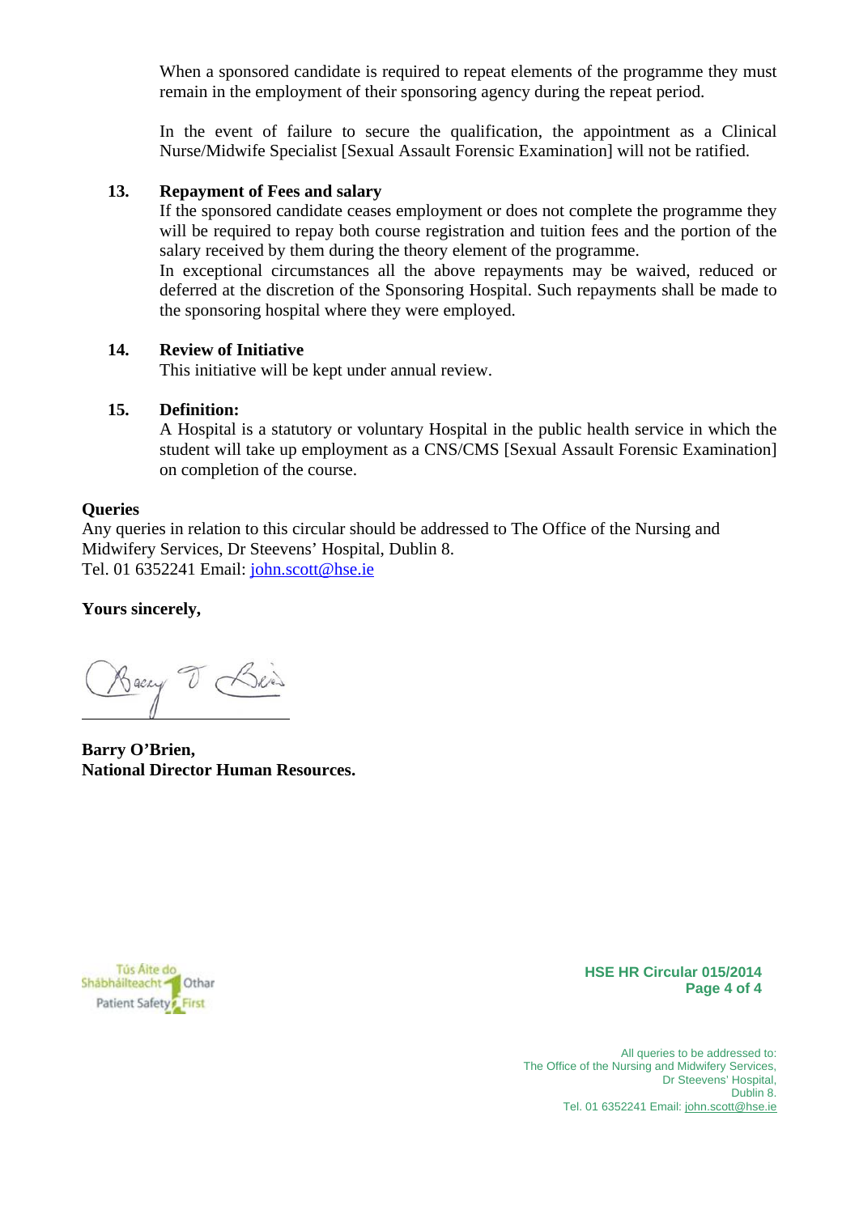When a sponsored candidate is required to repeat elements of the programme they must remain in the employment of their sponsoring agency during the repeat period.

In the event of failure to secure the qualification, the appointment as a Clinical Nurse/Midwife Specialist [Sexual Assault Forensic Examination] will not be ratified.

**13. Repayment of Fees and salary**

If the sponsored candidate ceases employment or does not complete the programme they will be required to repay both course registration and tuition fees and the portion of the salary received by them during the theory element of the programme.

In exceptional circumstances all the above repayments may be waived, reduced or deferred at the discretion of the Sponsoring Hospital. Such repayments shall be made to the sponsoring hospital where they were employed.

**14. Review of Initiative**

This initiative will be kept under annual review.

**15. Definition:**

A Hospital is a statutory or voluntary Hospital in the public health service in which the student will take up employment as a CNS/CMS [Sexual Assault Forensic Examination] on completion of the course.

**Queries**

Any queries in relation to this circular should be addressed to The Office of the Nursing and Midwifery Services, Dr Steevens' Hospital, Dublin 8.
Tel. 01 6352241 Email: john.scott@hse.ie

**Yours sincerely,**

**Barry O'Brien,**
**National Director Human Resources.**

Tús Áite do Shábháilteacht Othar
Patient Safety First

**HSE HR Circular 015/2014**

All queries to be addressed to:
The Office of the Nursing and Midwifery Services,
Dr Steevens' Hospital,
Dublin 8.
Tel. 01 6352241 Email: john.scott@hse.ie